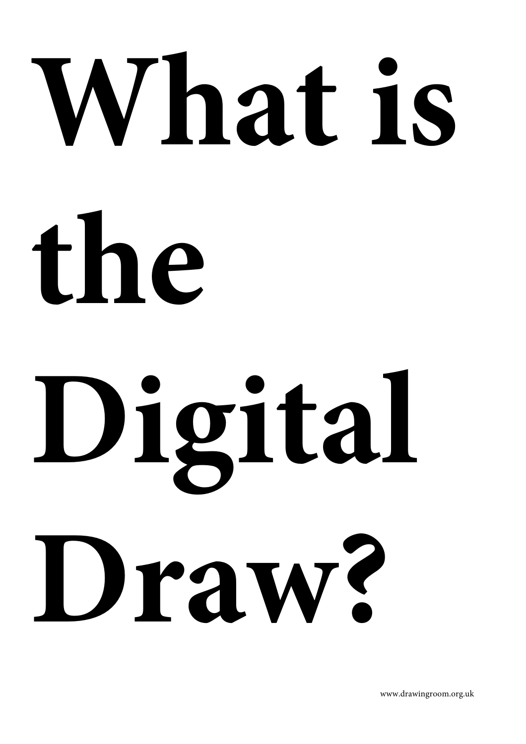# What is the Digital Draw?

www.drawingroom.org.uk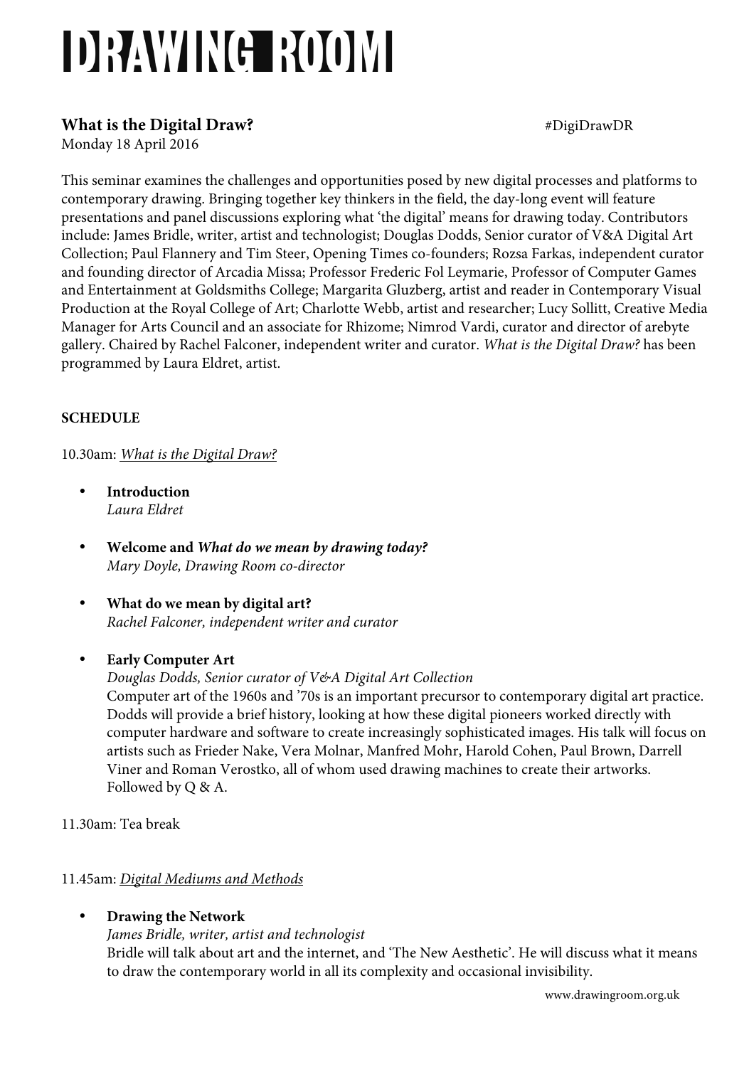# DRAWING ROOM

**What is the Digital Draw?** #DigiDrawDR

Monday 18 April 2016

This seminar examines the challenges and opportunities posed by new digital processes and platforms to contemporary drawing. Bringing together key thinkers in the field, the day-long event will feature presentations and panel discussions exploring what 'the digital' means for drawing today. Contributors include: James Bridle, writer, artist and technologist; Douglas Dodds, Senior curator of V&A Digital Art Collection; Paul Flannery and Tim Steer, Opening Times co-founders; Rozsa Farkas, independent curator and founding director of Arcadia Missa; Professor Frederic Fol Leymarie, Professor of Computer Games and Entertainment at Goldsmiths College; Margarita Gluzberg, artist and reader in Contemporary Visual Production at the Royal College of Art; Charlotte Webb, artist and researcher; Lucy Sollitt, Creative Media Manager for Arts Council and an associate for Rhizome; Nimrod Vardi, curator and director of arebyte gallery. Chaired by Rachel Falconer, independent writer and curator. *What is the Digital Draw?* has been programmed by Laura Eldret, artist.

**SCHEDULE**

10.30am: *What is the Digital Draw?*

- **Introduction**
  *Laura Eldret*

- **Welcome and *What do we mean by drawing today?***
  *Mary Doyle, Drawing Room co-director*

- **What do we mean by digital art?**
  *Rachel Falconer, independent writer and curator*

- **Early Computer Art**
  *Douglas Dodds, Senior curator of V&A Digital Art Collection*
  Computer art of the 1960s and '70s is an important precursor to contemporary digital art practice. Dodds will provide a brief history, looking at how these digital pioneers worked directly with computer hardware and software to create increasingly sophisticated images. His talk will focus on artists such as Frieder Nake, Vera Molnar, Manfred Mohr, Harold Cohen, Paul Brown, Darrell Viner and Roman Verostko, all of whom used drawing machines to create their artworks. Followed by Q & A.

11.30am: Tea break

11.45am: *Digital Mediums and Methods*

- **Drawing the Network**
  *James Bridle, writer, artist and technologist*
  Bridle will talk about art and the internet, and 'The New Aesthetic'. He will discuss what it means to draw the contemporary world in all its complexity and occasional invisibility.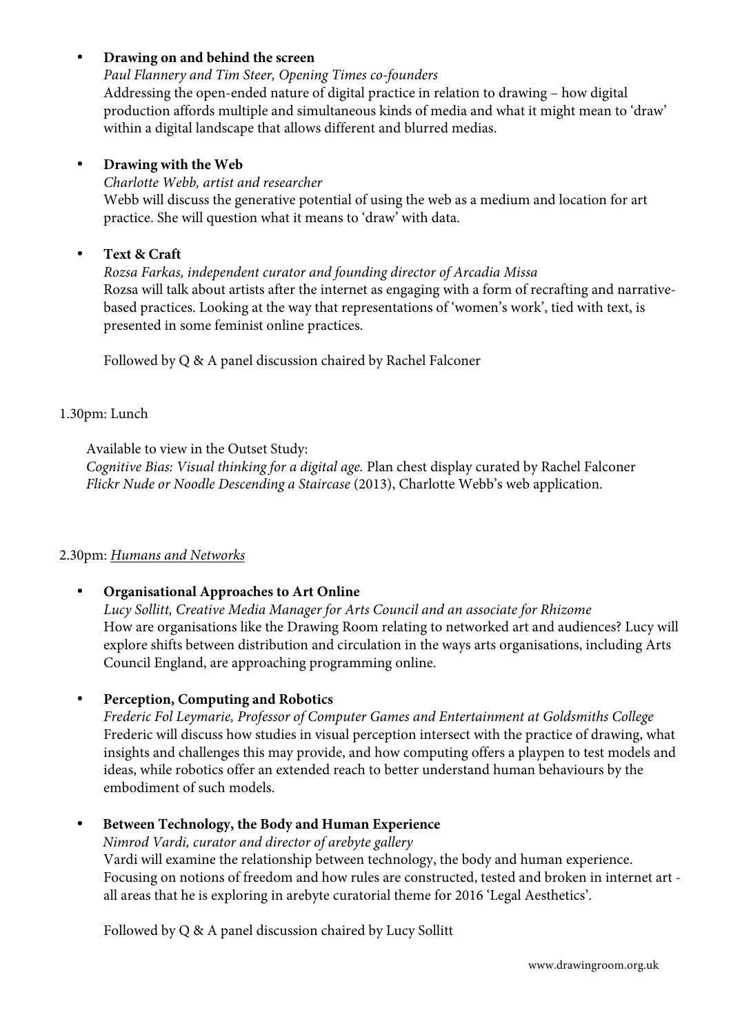- **Drawing on and behind the screen**
  *Paul Flannery and Tim Steer, Opening Times co-founders*
  Addressing the open-ended nature of digital practice in relation to drawing – how digital production affords multiple and simultaneous kinds of media and what it might mean to 'draw' within a digital landscape that allows different and blurred medias.

- **Drawing with the Web**
  *Charlotte Webb, artist and researcher*
  Webb will discuss the generative potential of using the web as a medium and location for art practice. She will question what it means to 'draw' with data.

- **Text & Craft**
  *Rozsa Farkas, independent curator and founding director of Arcadia Missa*
  Rozsa will talk about artists after the internet as engaging with a form of recrafting and narrative-based practices. Looking at the way that representations of 'women's work', tied with text, is presented in some feminist online practices.

  Followed by Q & A panel discussion chaired by Rachel Falconer

1.30pm: Lunch

Available to view in the Outset Study:
*Cognitive Bias: Visual thinking for a digital age.* Plan chest display curated by Rachel Falconer
*Flickr Nude or Noodle Descending a Staircase* (2013), Charlotte Webb's web application.

2.30pm: <u>*Humans and Networks*</u>

- **Organisational Approaches to Art Online**
  *Lucy Sollitt, Creative Media Manager for Arts Council and an associate for Rhizome*
  How are organisations like the Drawing Room relating to networked art and audiences? Lucy will explore shifts between distribution and circulation in the ways arts organisations, including Arts Council England, are approaching programming online.

- **Perception, Computing and Robotics**
  *Frederic Fol Leymarie, Professor of Computer Games and Entertainment at Goldsmiths College*
  Frederic will discuss how studies in visual perception intersect with the practice of drawing, what insights and challenges this may provide, and how computing offers a playpen to test models and ideas, while robotics offer an extended reach to better understand human behaviours by the embodiment of such models.

- **Between Technology, the Body and Human Experience**
  *Nimrod Vardi, curator and director of arebyte gallery*
  Vardi will examine the relationship between technology, the body and human experience. Focusing on notions of freedom and how rules are constructed, tested and broken in internet art - all areas that he is exploring in arebyte curatorial theme for 2016 'Legal Aesthetics'.

  Followed by Q & A panel discussion chaired by Lucy Sollitt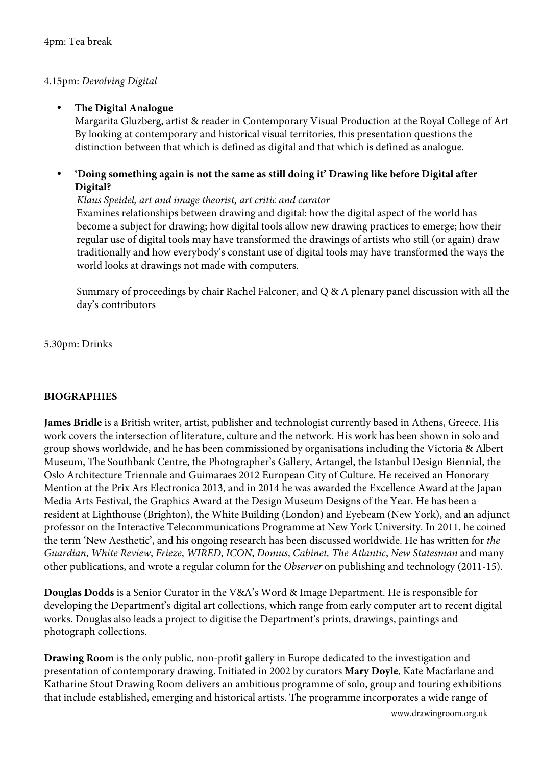4pm: Tea break

4.15pm: *Devolving Digital*

- **The Digital Analogue**
  Margarita Gluzberg, artist & reader in Contemporary Visual Production at the Royal College of Art
  By looking at contemporary and historical visual territories, this presentation questions the distinction between that which is defined as digital and that which is defined as analogue.

- **'Doing something again is not the same as still doing it' Drawing like before Digital after Digital?**
  *Klaus Speidel, art and image theorist, art critic and curator*
  Examines relationships between drawing and digital: how the digital aspect of the world has become a subject for drawing; how digital tools allow new drawing practices to emerge; how their regular use of digital tools may have transformed the drawings of artists who still (or again) draw traditionally and how everybody's constant use of digital tools may have transformed the ways the world looks at drawings not made with computers.

  Summary of proceedings by chair Rachel Falconer, and Q & A plenary panel discussion with all the day's contributors

5.30pm: Drinks

## BIOGRAPHIES

**James Bridle** is a British writer, artist, publisher and technologist currently based in Athens, Greece. His work covers the intersection of literature, culture and the network. His work has been shown in solo and group shows worldwide, and he has been commissioned by organisations including the Victoria & Albert Museum, The Southbank Centre, the Photographer's Gallery, Artangel, the Istanbul Design Biennial, the Oslo Architecture Triennale and Guimaraes 2012 European City of Culture. He received an Honorary Mention at the Prix Ars Electronica 2013, and in 2014 he was awarded the Excellence Award at the Japan Media Arts Festival, the Graphics Award at the Design Museum Designs of the Year. He has been a resident at Lighthouse (Brighton), the White Building (London) and Eyebeam (New York), and an adjunct professor on the Interactive Telecommunications Programme at New York University. In 2011, he coined the term 'New Aesthetic', and his ongoing research has been discussed worldwide. He has written for *the Guardian*, *White Review*, *Frieze*, *WIRED*, *ICON*, *Domus*, *Cabinet, The Atlantic*, *New Statesman* and many other publications, and wrote a regular column for the *Observer* on publishing and technology (2011-15).

**Douglas Dodds** is a Senior Curator in the V&A's Word & Image Department. He is responsible for developing the Department's digital art collections, which range from early computer art to recent digital works. Douglas also leads a project to digitise the Department's prints, drawings, paintings and photograph collections.

**Drawing Room** is the only public, non-profit gallery in Europe dedicated to the investigation and presentation of contemporary drawing. Initiated in 2002 by curators **Mary Doyle**, Kate Macfarlane and Katharine Stout Drawing Room delivers an ambitious programme of solo, group and touring exhibitions that include established, emerging and historical artists. The programme incorporates a wide range of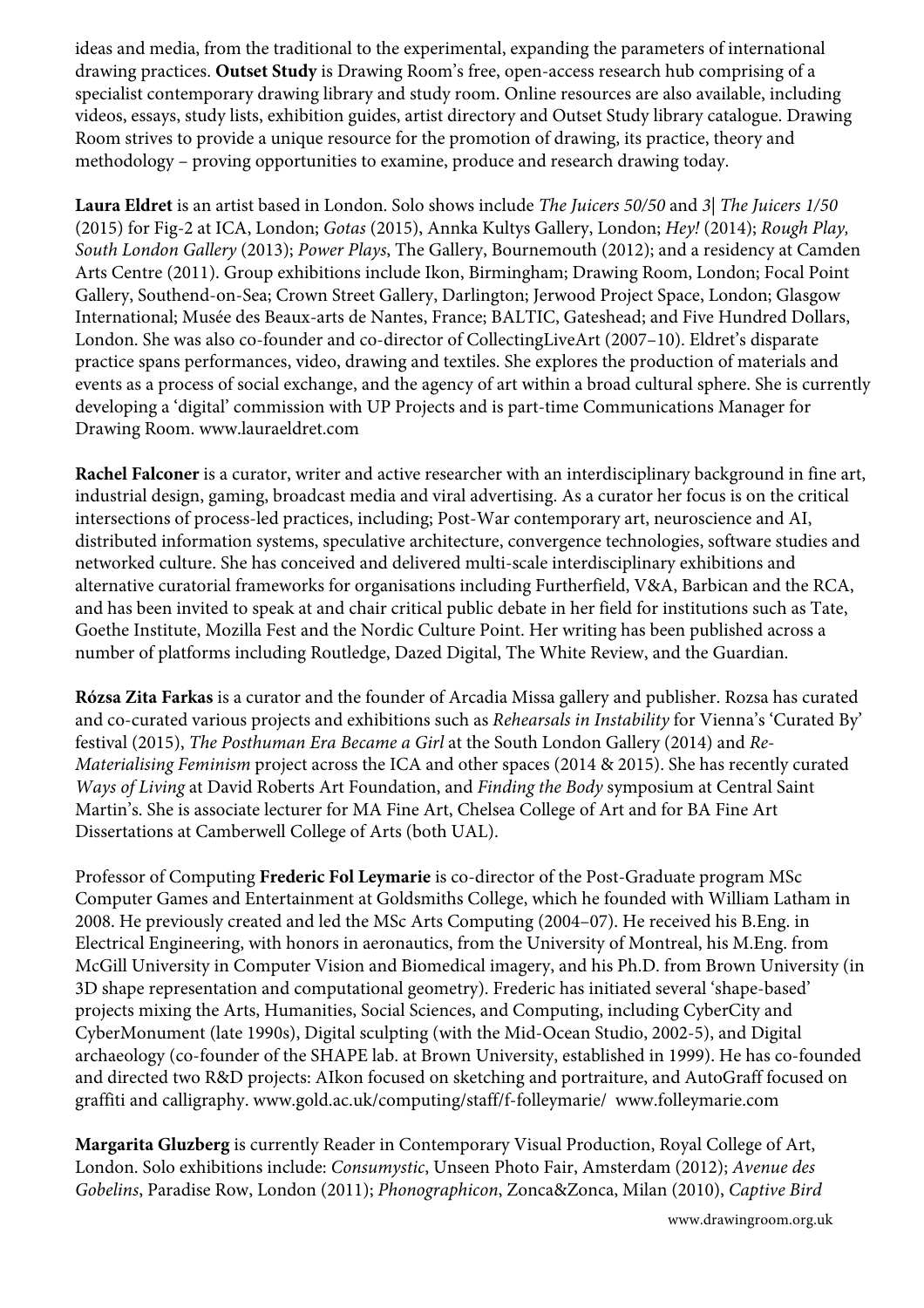ideas and media, from the traditional to the experimental, expanding the parameters of international drawing practices. **Outset Study** is Drawing Room's free, open-access research hub comprising of a specialist contemporary drawing library and study room. Online resources are also available, including videos, essays, study lists, exhibition guides, artist directory and Outset Study library catalogue. Drawing Room strives to provide a unique resource for the promotion of drawing, its practice, theory and methodology – proving opportunities to examine, produce and research drawing today.

**Laura Eldret** is an artist based in London. Solo shows include *The Juicers 50/50* and *3| The Juicers 1/50* (2015) for Fig-2 at ICA, London; *Gotas* (2015), Annka Kultys Gallery, London; *Hey!* (2014); *Rough Play, South London Gallery* (2013); *Power Plays*, The Gallery, Bournemouth (2012); and a residency at Camden Arts Centre (2011). Group exhibitions include Ikon, Birmingham; Drawing Room, London; Focal Point Gallery, Southend-on-Sea; Crown Street Gallery, Darlington; Jerwood Project Space, London; Glasgow International; Musée des Beaux-arts de Nantes, France; BALTIC, Gateshead; and Five Hundred Dollars, London. She was also co-founder and co-director of CollectingLiveArt (2007–10). Eldret's disparate practice spans performances, video, drawing and textiles. She explores the production of materials and events as a process of social exchange, and the agency of art within a broad cultural sphere. She is currently developing a 'digital' commission with UP Projects and is part-time Communications Manager for Drawing Room. www.lauraeldret.com

**Rachel Falconer** is a curator, writer and active researcher with an interdisciplinary background in fine art, industrial design, gaming, broadcast media and viral advertising. As a curator her focus is on the critical intersections of process-led practices, including; Post-War contemporary art, neuroscience and AI, distributed information systems, speculative architecture, convergence technologies, software studies and networked culture. She has conceived and delivered multi-scale interdisciplinary exhibitions and alternative curatorial frameworks for organisations including Furtherfield, V&A, Barbican and the RCA, and has been invited to speak at and chair critical public debate in her field for institutions such as Tate, Goethe Institute, Mozilla Fest and the Nordic Culture Point. Her writing has been published across a number of platforms including Routledge, Dazed Digital, The White Review, and the Guardian.

**Rózsa Zita Farkas** is a curator and the founder of Arcadia Missa gallery and publisher. Rozsa has curated and co-curated various projects and exhibitions such as *Rehearsals in Instability* for Vienna's 'Curated By' festival (2015), *The Posthuman Era Became a Girl* at the South London Gallery (2014) and *Re-Materialising Feminism* project across the ICA and other spaces (2014 & 2015). She has recently curated *Ways of Living* at David Roberts Art Foundation, and *Finding the Body* symposium at Central Saint Martin's. She is associate lecturer for MA Fine Art, Chelsea College of Art and for BA Fine Art Dissertations at Camberwell College of Arts (both UAL).

Professor of Computing **Frederic Fol Leymarie** is co-director of the Post-Graduate program MSc Computer Games and Entertainment at Goldsmiths College, which he founded with William Latham in 2008. He previously created and led the MSc Arts Computing (2004–07). He received his B.Eng. in Electrical Engineering, with honors in aeronautics, from the University of Montreal, his M.Eng. from McGill University in Computer Vision and Biomedical imagery, and his Ph.D. from Brown University (in 3D shape representation and computational geometry). Frederic has initiated several 'shape-based' projects mixing the Arts, Humanities, Social Sciences, and Computing, including CyberCity and CyberMonument (late 1990s), Digital sculpting (with the Mid-Ocean Studio, 2002-5), and Digital archaeology (co-founder of the SHAPE lab. at Brown University, established in 1999). He has co-founded and directed two R&D projects: AIkon focused on sketching and portraiture, and AutoGraff focused on graffiti and calligraphy. www.gold.ac.uk/computing/staff/f-folleymarie/ www.folleymarie.com

**Margarita Gluzberg** is currently Reader in Contemporary Visual Production, Royal College of Art, London. Solo exhibitions include: *Consumystic*, Unseen Photo Fair, Amsterdam (2012); *Avenue des Gobelins*, Paradise Row, London (2011); *Phonographicon*, Zonca&Zonca, Milan (2010), *Captive Bird*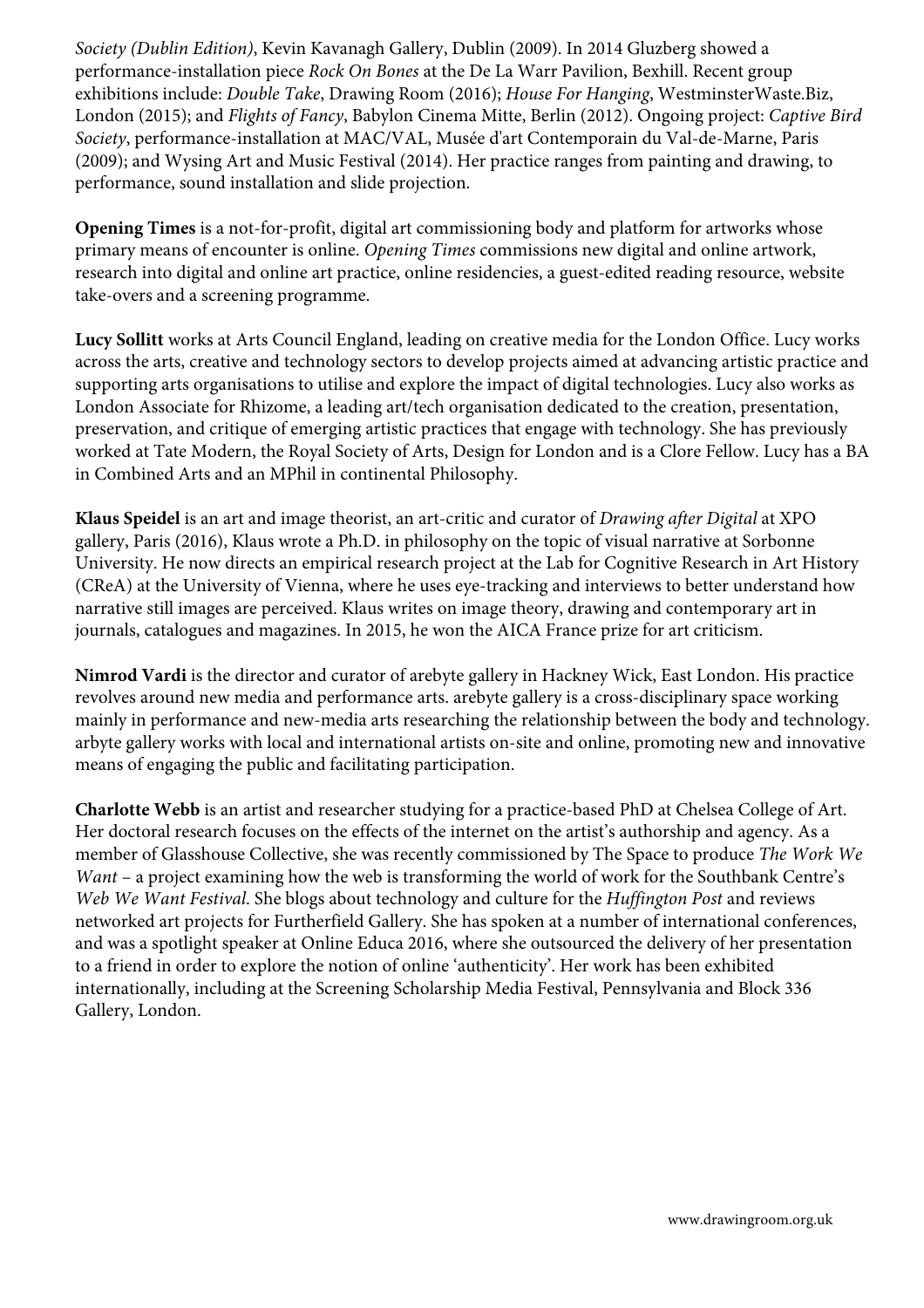*Society (Dublin Edition)*, Kevin Kavanagh Gallery, Dublin (2009). In 2014 Gluzberg showed a performance-installation piece *Rock On Bones* at the De La Warr Pavilion, Bexhill. Recent group exhibitions include: *Double Take*, Drawing Room (2016); *House For Hanging*, WestminsterWaste.Biz, London (2015); and *Flights of Fancy*, Babylon Cinema Mitte, Berlin (2012). Ongoing project: *Captive Bird Society*, performance-installation at MAC/VAL, Musée d'art Contemporain du Val-de-Marne, Paris (2009); and Wysing Art and Music Festival (2014). Her practice ranges from painting and drawing, to performance, sound installation and slide projection.

**Opening Times** is a not-for-profit, digital art commissioning body and platform for artworks whose primary means of encounter is online. *Opening Times* commissions new digital and online artwork, research into digital and online art practice, online residencies, a guest-edited reading resource, website take-overs and a screening programme.

**Lucy Sollitt** works at Arts Council England, leading on creative media for the London Office. Lucy works across the arts, creative and technology sectors to develop projects aimed at advancing artistic practice and supporting arts organisations to utilise and explore the impact of digital technologies. Lucy also works as London Associate for Rhizome, a leading art/tech organisation dedicated to the creation, presentation, preservation, and critique of emerging artistic practices that engage with technology. She has previously worked at Tate Modern, the Royal Society of Arts, Design for London and is a Clore Fellow. Lucy has a BA in Combined Arts and an MPhil in continental Philosophy.

**Klaus Speidel** is an art and image theorist, an art-critic and curator of *Drawing after Digital* at XPO gallery, Paris (2016), Klaus wrote a Ph.D. in philosophy on the topic of visual narrative at Sorbonne University. He now directs an empirical research project at the Lab for Cognitive Research in Art History (CReA) at the University of Vienna, where he uses eye-tracking and interviews to better understand how narrative still images are perceived. Klaus writes on image theory, drawing and contemporary art in journals, catalogues and magazines. In 2015, he won the AICA France prize for art criticism.

**Nimrod Vardi** is the director and curator of arebyte gallery in Hackney Wick, East London. His practice revolves around new media and performance arts. arebyte gallery is a cross-disciplinary space working mainly in performance and new-media arts researching the relationship between the body and technology. arbyte gallery works with local and international artists on-site and online, promoting new and innovative means of engaging the public and facilitating participation.

**Charlotte Webb** is an artist and researcher studying for a practice-based PhD at Chelsea College of Art. Her doctoral research focuses on the effects of the internet on the artist's authorship and agency. As a member of Glasshouse Collective, she was recently commissioned by The Space to produce *The Work We Want* – a project examining how the web is transforming the world of work for the Southbank Centre's *Web We Want Festival*. She blogs about technology and culture for the *Huffington Post* and reviews networked art projects for Furtherfield Gallery. She has spoken at a number of international conferences, and was a spotlight speaker at Online Educa 2016, where she outsourced the delivery of her presentation to a friend in order to explore the notion of online 'authenticity'. Her work has been exhibited internationally, including at the Screening Scholarship Media Festival, Pennsylvania and Block 336 Gallery, London.